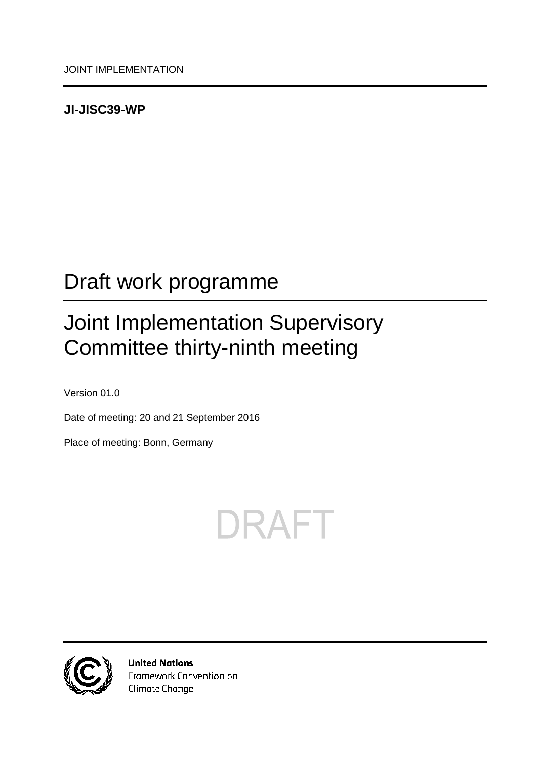JOINT IMPLEMENTATION

**JI-JISC39-WP**

# Draft work programme

# Joint Implementation Supervisory Committee thirty-ninth meeting

Version 01.0

Date of meeting: 20 and 21 September 2016

Place of meeting: Bonn, Germany

DRAFT

**United Nations**
Framework Convention on
Climate Change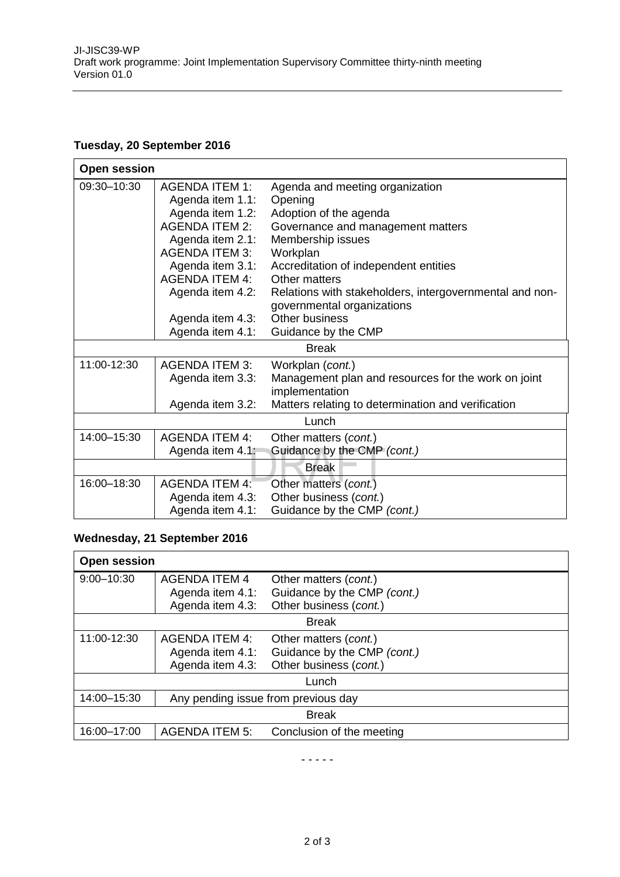**Tuesday, 20 September 2016**

| **Open session** | | |
|---|---|---|
| 09:30–10:30 | AGENDA ITEM 1: | Agenda and meeting organization |
| | Agenda item 1.1: | Opening |
| | Agenda item 1.2: | Adoption of the agenda |
| | AGENDA ITEM 2: | Governance and management matters |
| | Agenda item 2.1: | Membership issues |
| | AGENDA ITEM 3: | Workplan |
| | Agenda item 3.1: | Accreditation of independent entities |
| | AGENDA ITEM 4: | Other matters |
| | Agenda item 4.2: | Relations with stakeholders, intergovernmental and non-governmental organizations |
| | Agenda item 4.3: | Other business |
| | Agenda item 4.1: | Guidance by the CMP |
| | Break | |
| 11:00-12:30 | AGENDA ITEM 3: | Workplan (*cont.*) |
| | Agenda item 3.3: | Management plan and resources for the work on joint implementation |
| | Agenda item 3.2: | Matters relating to determination and verification |
| | Lunch | |
| 14:00–15:30 | AGENDA ITEM 4: | Other matters (*cont.*) |
| | Agenda item 4.1: | Guidance by the CMP *(cont.)* |
| | Break | |
| 16:00–18:30 | AGENDA ITEM 4: | Other matters (*cont.*) |
| | Agenda item 4.3: | Other business (*cont.*) |
| | Agenda item 4.1: | Guidance by the CMP *(cont.)* |

**Wednesday, 21 September 2016**

| **Open session** | | |
|---|---|---|
| 9:00–10:30 | AGENDA ITEM 4 | Other matters (*cont.*) |
| | Agenda item 4.1: | Guidance by the CMP *(cont.)* |
| | Agenda item 4.3: | Other business (*cont.*) |
| | Break | |
| 11:00-12:30 | AGENDA ITEM 4: | Other matters (*cont.*) |
| | Agenda item 4.1: | Guidance by the CMP *(cont.)* |
| | Agenda item 4.3: | Other business (*cont.*) |
| | Lunch | |
| 14:00–15:30 | Any pending issue from previous day | |
| | Break | |
| 16:00–17:00 | AGENDA ITEM 5: | Conclusion of the meeting |

- - - - -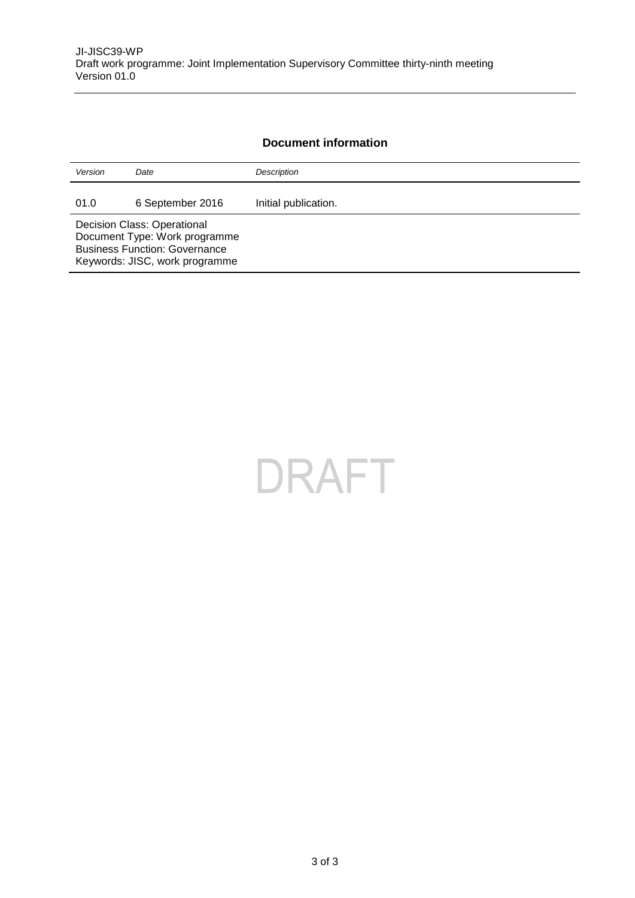## Document information

| *Version* | *Date* | *Description* |
|---|---|---|
| 01.0 | 6 September 2016 | Initial publication. |

Decision Class: Operational
Document Type: Work programme
Business Function: Governance
Keywords: JISC, work programme

DRAFT